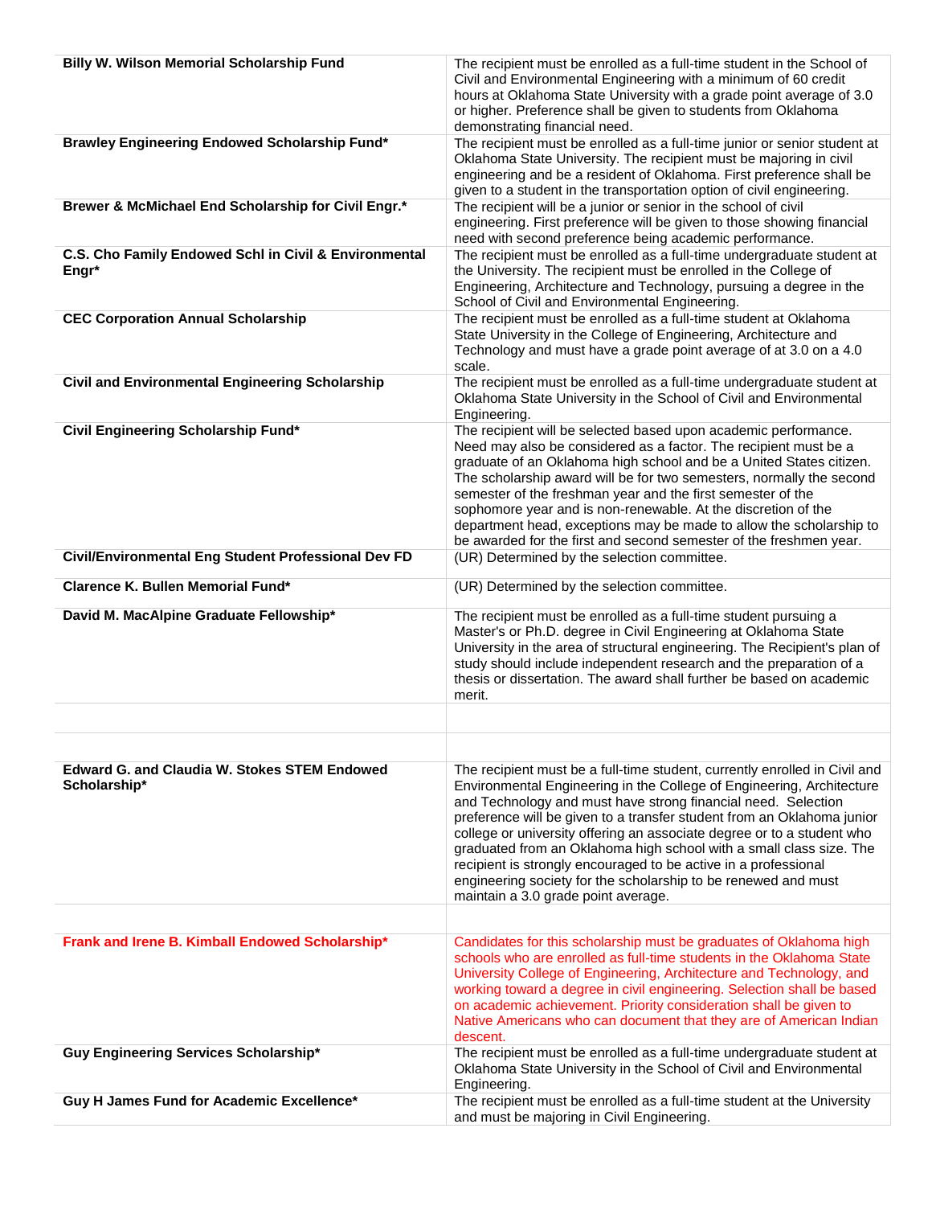| | |
|---|---|
| **Billy W. Wilson Memorial Scholarship Fund** | The recipient must be enrolled as a full-time student in the School of Civil and Environmental Engineering with a minimum of 60 credit hours at Oklahoma State University with a grade point average of 3.0 or higher. Preference shall be given to students from Oklahoma demonstrating financial need. |
| **Brawley Engineering Endowed Scholarship Fund*** | The recipient must be enrolled as a full-time junior or senior student at Oklahoma State University. The recipient must be majoring in civil engineering and be a resident of Oklahoma. First preference shall be given to a student in the transportation option of civil engineering. |
| **Brewer & McMichael End Scholarship for Civil Engr.*** | The recipient will be a junior or senior in the school of civil engineering. First preference will be given to those showing financial need with second preference being academic performance. |
| **C.S. Cho Family Endowed Schl in Civil & Environmental Engr*** | The recipient must be enrolled as a full-time undergraduate student at the University. The recipient must be enrolled in the College of Engineering, Architecture and Technology, pursuing a degree in the School of Civil and Environmental Engineering. |
| **CEC Corporation Annual Scholarship** | The recipient must be enrolled as a full-time student at Oklahoma State University in the College of Engineering, Architecture and Technology and must have a grade point average of at 3.0 on a 4.0 scale. |
| **Civil and Environmental Engineering Scholarship** | The recipient must be enrolled as a full-time undergraduate student at Oklahoma State University in the School of Civil and Environmental Engineering. |
| **Civil Engineering Scholarship Fund*** | The recipient will be selected based upon academic performance. Need may also be considered as a factor. The recipient must be a graduate of an Oklahoma high school and be a United States citizen. The scholarship award will be for two semesters, normally the second semester of the freshman year and the first semester of the sophomore year and is non-renewable. At the discretion of the department head, exceptions may be made to allow the scholarship to be awarded for the first and second semester of the freshmen year. |
| **Civil/Environmental Eng Student Professional Dev FD** | (UR) Determined by the selection committee. |
| **Clarence K. Bullen Memorial Fund*** | (UR) Determined by the selection committee. |
| **David M. MacAlpine Graduate Fellowship*** | The recipient must be enrolled as a full-time student pursuing a Master's or Ph.D. degree in Civil Engineering at Oklahoma State University in the area of structural engineering. The Recipient's plan of study should include independent research and the preparation of a thesis or dissertation. The award shall further be based on academic merit. |
| | |
| | |
| **Edward G. and Claudia W. Stokes STEM Endowed Scholarship*** | The recipient must be a full-time student, currently enrolled in Civil and Environmental Engineering in the College of Engineering, Architecture and Technology and must have strong financial need. Selection preference will be given to a transfer student from an Oklahoma junior college or university offering an associate degree or to a student who graduated from an Oklahoma high school with a small class size. The recipient is strongly encouraged to be active in a professional engineering society for the scholarship to be renewed and must maintain a 3.0 grade point average. |
| | |
| **Frank and Irene B. Kimball Endowed Scholarship*** | Candidates for this scholarship must be graduates of Oklahoma high schools who are enrolled as full-time students in the Oklahoma State University College of Engineering, Architecture and Technology, and working toward a degree in civil engineering. Selection shall be based on academic achievement. Priority consideration shall be given to Native Americans who can document that they are of American Indian descent. |
| **Guy Engineering Services Scholarship*** | The recipient must be enrolled as a full-time undergraduate student at Oklahoma State University in the School of Civil and Environmental Engineering. |
| **Guy H James Fund for Academic Excellence*** | The recipient must be enrolled as a full-time student at the University and must be majoring in Civil Engineering. |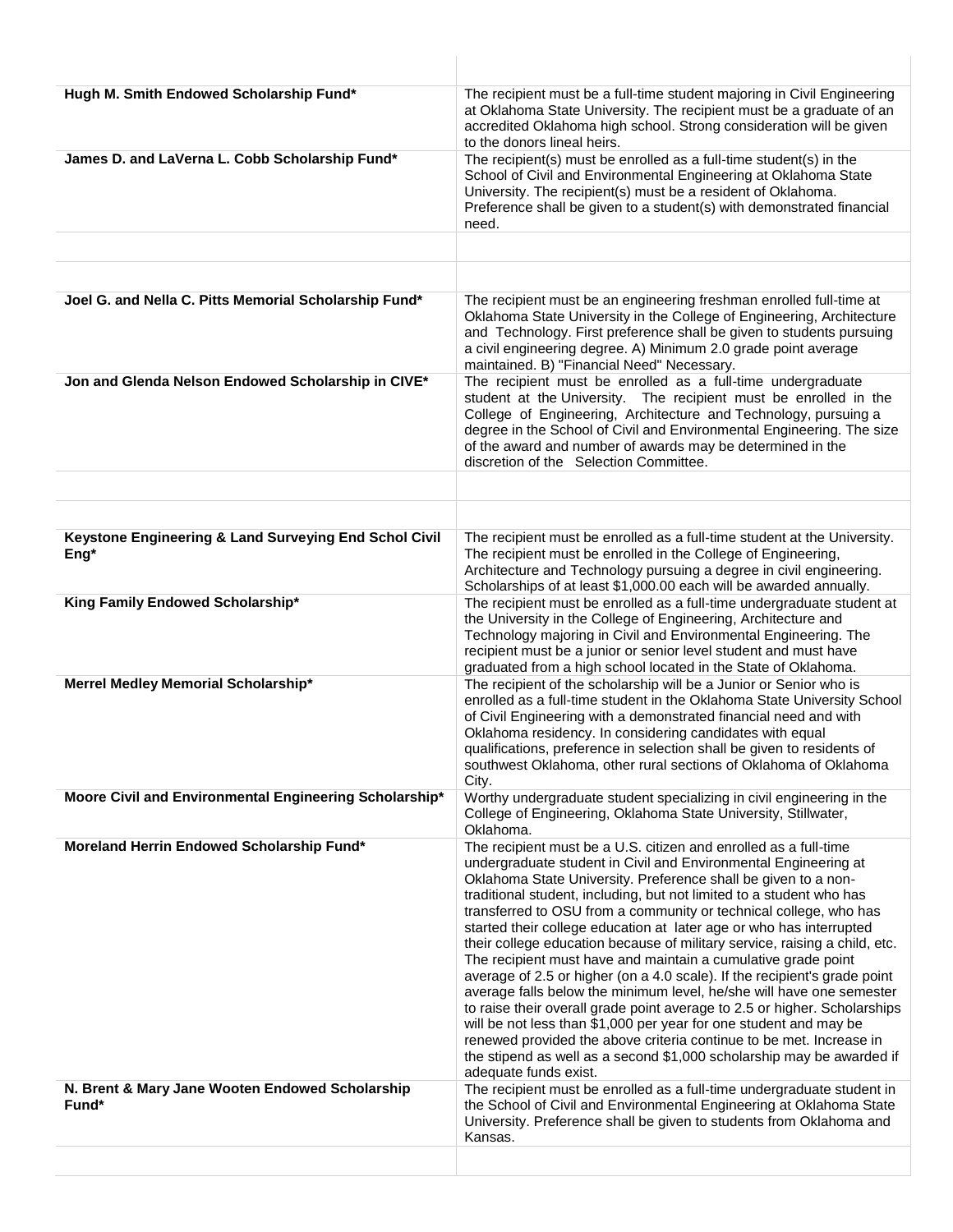| | |
|---|---|
| **Hugh M. Smith Endowed Scholarship Fund*** | The recipient must be a full-time student majoring in Civil Engineering at Oklahoma State University. The recipient must be a graduate of an accredited Oklahoma high school. Strong consideration will be given to the donors lineal heirs. |
| **James D. and LaVerna L. Cobb Scholarship Fund*** | The recipient(s) must be enrolled as a full-time student(s) in the School of Civil and Environmental Engineering at Oklahoma State University. The recipient(s) must be a resident of Oklahoma. Preference shall be given to a student(s) with demonstrated financial need. |
| | |
| | |
| **Joel G. and Nella C. Pitts Memorial Scholarship Fund*** | The recipient must be an engineering freshman enrolled full-time at Oklahoma State University in the College of Engineering, Architecture and Technology. First preference shall be given to students pursuing a civil engineering degree. A) Minimum 2.0 grade point average maintained. B) "Financial Need" Necessary. |
| **Jon and Glenda Nelson Endowed Scholarship in CIVE*** | The recipient must be enrolled as a full-time undergraduate student at the University. The recipient must be enrolled in the College of Engineering, Architecture and Technology, pursuing a degree in the School of Civil and Environmental Engineering. The size of the award and number of awards may be determined in the discretion of the Selection Committee. |
| | |
| | |
| **Keystone Engineering & Land Surveying End Schol Civil Eng*** | The recipient must be enrolled as a full-time student at the University. The recipient must be enrolled in the College of Engineering, Architecture and Technology pursuing a degree in civil engineering. Scholarships of at least $1,000.00 each will be awarded annually. |
| **King Family Endowed Scholarship*** | The recipient must be enrolled as a full-time undergraduate student at the University in the College of Engineering, Architecture and Technology majoring in Civil and Environmental Engineering. The recipient must be a junior or senior level student and must have graduated from a high school located in the State of Oklahoma. |
| **Merrel Medley Memorial Scholarship*** | The recipient of the scholarship will be a Junior or Senior who is enrolled as a full-time student in the Oklahoma State University School of Civil Engineering with a demonstrated financial need and with Oklahoma residency. In considering candidates with equal qualifications, preference in selection shall be given to residents of southwest Oklahoma, other rural sections of Oklahoma of Oklahoma City. |
| **Moore Civil and Environmental Engineering Scholarship*** | Worthy undergraduate student specializing in civil engineering in the College of Engineering, Oklahoma State University, Stillwater, Oklahoma. |
| **Moreland Herrin Endowed Scholarship Fund*** | The recipient must be a U.S. citizen and enrolled as a full-time undergraduate student in Civil and Environmental Engineering at Oklahoma State University. Preference shall be given to a non-traditional student, including, but not limited to a student who has transferred to OSU from a community or technical college, who has started their college education at later age or who has interrupted their college education because of military service, raising a child, etc. The recipient must have and maintain a cumulative grade point average of 2.5 or higher (on a 4.0 scale). If the recipient's grade point average falls below the minimum level, he/she will have one semester to raise their overall grade point average to 2.5 or higher. Scholarships will be not less than $1,000 per year for one student and may be renewed provided the above criteria continue to be met. Increase in the stipend as well as a second $1,000 scholarship may be awarded if adequate funds exist. |
| **N. Brent & Mary Jane Wooten Endowed Scholarship Fund*** | The recipient must be enrolled as a full-time undergraduate student in the School of Civil and Environmental Engineering at Oklahoma State University. Preference shall be given to students from Oklahoma and Kansas. |
| | |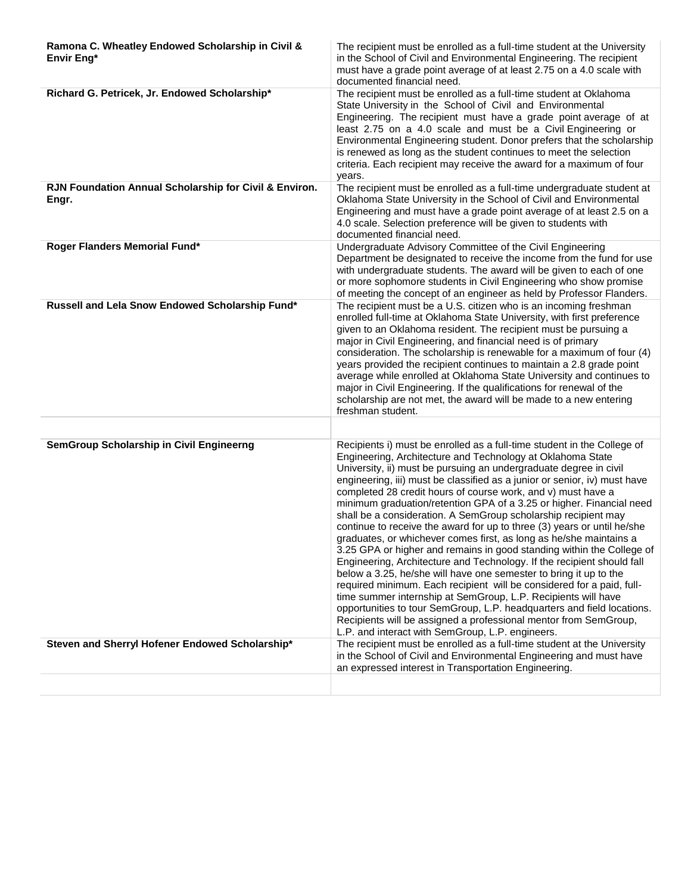| | |
|---|---|
| **Ramona C. Wheatley Endowed Scholarship in Civil & Envir Eng*** | The recipient must be enrolled as a full-time student at the University in the School of Civil and Environmental Engineering. The recipient must have a grade point average of at least 2.75 on a 4.0 scale with documented financial need. |
| **Richard G. Petricek, Jr. Endowed Scholarship*** | The recipient must be enrolled as a full-time student at Oklahoma State University in the School of Civil and Environmental Engineering. The recipient must have a grade point average of at least 2.75 on a 4.0 scale and must be a Civil Engineering or Environmental Engineering student. Donor prefers that the scholarship is renewed as long as the student continues to meet the selection criteria. Each recipient may receive the award for a maximum of four years. |
| **RJN Foundation Annual Scholarship for Civil & Environ. Engr.** | The recipient must be enrolled as a full-time undergraduate student at Oklahoma State University in the School of Civil and Environmental Engineering and must have a grade point average of at least 2.5 on a 4.0 scale. Selection preference will be given to students with documented financial need. |
| **Roger Flanders Memorial Fund*** | Undergraduate Advisory Committee of the Civil Engineering Department be designated to receive the income from the fund for use with undergraduate students. The award will be given to each of one or more sophomore students in Civil Engineering who show promise of meeting the concept of an engineer as held by Professor Flanders. |
| **Russell and Lela Snow Endowed Scholarship Fund*** | The recipient must be a U.S. citizen who is an incoming freshman enrolled full-time at Oklahoma State University, with first preference given to an Oklahoma resident. The recipient must be pursuing a major in Civil Engineering, and financial need is of primary consideration. The scholarship is renewable for a maximum of four (4) years provided the recipient continues to maintain a 2.8 grade point average while enrolled at Oklahoma State University and continues to major in Civil Engineering. If the qualifications for renewal of the scholarship are not met, the award will be made to a new entering freshman student. |
| | |
| **SemGroup Scholarship in Civil Engineerng** | Recipients i) must be enrolled as a full-time student in the College of Engineering, Architecture and Technology at Oklahoma State University, ii) must be pursuing an undergraduate degree in civil engineering, iii) must be classified as a junior or senior, iv) must have completed 28 credit hours of course work, and v) must have a minimum graduation/retention GPA of a 3.25 or higher. Financial need shall be a consideration. A SemGroup scholarship recipient may continue to receive the award for up to three (3) years or until he/she graduates, or whichever comes first, as long as he/she maintains a 3.25 GPA or higher and remains in good standing within the College of Engineering, Architecture and Technology. If the recipient should fall below a 3.25, he/she will have one semester to bring it up to the required minimum. Each recipient will be considered for a paid, full-time summer internship at SemGroup, L.P. Recipients will have opportunities to tour SemGroup, L.P. headquarters and field locations. Recipients will be assigned a professional mentor from SemGroup, L.P. and interact with SemGroup, L.P. engineers. |
| **Steven and Sherryl Hofener Endowed Scholarship*** | The recipient must be enrolled as a full-time student at the University in the School of Civil and Environmental Engineering and must have an expressed interest in Transportation Engineering. |
| | |